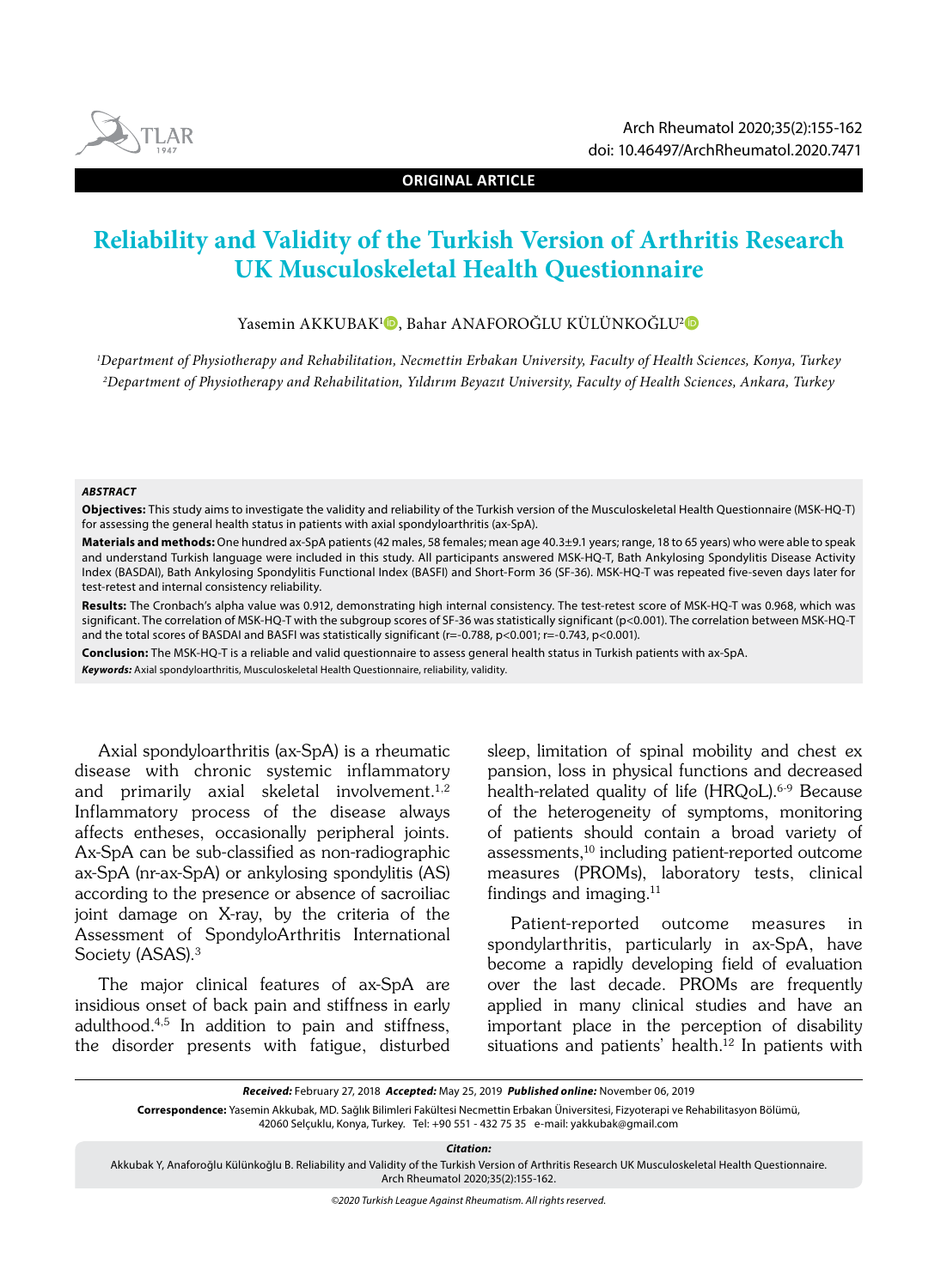ORIGINAL ARTICLE

# Reliability and Validity of the Turkish Version of Arthritis Research UK Musculoskeletal Health Questionnaire

Yasemin AKKUBAK[1], Bahar ANAFOROĞLU KÜLÜNKOĞLU[2]

[1]*Department of Physiotherapy and Rehabilitation, Necmettin Erbakan University, Faculty of Health Sciences, Konya, Turkey*
[2]*Department of Physiotherapy and Rehabilitation, Yıldırım Beyazıt University, Faculty of Health Sciences, Ankara, Turkey*

***ABSTRACT***

**Objectives:** This study aims to investigate the validity and reliability of the Turkish version of the Musculoskeletal Health Questionnaire (MSK-HQ-T) for assessing the general health status in patients with axial spondyloarthritis (ax-SpA).

**Materials and methods:** One hundred ax-SpA patients (42 males, 58 females; mean age 40.3±9.1 years; range, 18 to 65 years) who were able to speak and understand Turkish language were included in this study. All participants answered MSK-HQ-T, Bath Ankylosing Spondylitis Disease Activity Index (BASDAI), Bath Ankylosing Spondylitis Functional Index (BASFI) and Short-Form 36 (SF-36). MSK-HQ-T was repeated five-seven days later for test-retest and internal consistency reliability.

**Results:** The Cronbach's alpha value was 0.912, demonstrating high internal consistency. The test-retest score of MSK-HQ-T was 0.968, which was significant. The correlation of MSK-HQ-T with the subgroup scores of SF-36 was statistically significant (p<0.001). The correlation between MSK-HQ-T and the total scores of BASDAI and BASFI was statistically significant (r=-0.788, p<0.001; r=-0.743, p<0.001).

**Conclusion:** The MSK-HQ-T is a reliable and valid questionnaire to assess general health status in Turkish patients with ax-SpA.

***Keywords:*** Axial spondyloarthritis, Musculoskeletal Health Questionnaire, reliability, validity.

Axial spondyloarthritis (ax-SpA) is a rheumatic disease with chronic systemic inflammatory and primarily axial skeletal involvement.[1,2] Inflammatory process of the disease always affects entheses, occasionally peripheral joints. Ax-SpA can be sub-classified as non-radiographic ax-SpA (nr-ax-SpA) or ankylosing spondylitis (AS) according to the presence or absence of sacroiliac joint damage on X-ray, by the criteria of the Assessment of SpondyloArthritis International Society (ASAS).[3]

The major clinical features of ax-SpA are insidious onset of back pain and stiffness in early adulthood.[4,5] In addition to pain and stiffness, the disorder presents with fatigue, disturbed sleep, limitation of spinal mobility and chest ex pansion, loss in physical functions and decreased health-related quality of life (HRQoL).[6-9] Because of the heterogeneity of symptoms, monitoring of patients should contain a broad variety of assessments,[10] including patient-reported outcome measures (PROMs), laboratory tests, clinical findings and imaging.[11]

Patient-reported outcome measures in spondylarthritis, particularly in ax-SpA, have become a rapidly developing field of evaluation over the last decade. PROMs are frequently applied in many clinical studies and have an important place in the perception of disability situations and patients' health.[12] In patients with

***Received:*** February 27, 2018 ***Accepted:*** May 25, 2019 ***Published online:*** November 06, 2019

**Correspondence:** Yasemin Akkubak, MD. Sağlık Bilimleri Fakültesi Necmettin Erbakan Üniversitesi, Fizyoterapi ve Rehabilitasyon Bölümü, 42060 Selçuklu, Konya, Turkey. Tel: +90 551 - 432 75 35 e-mail: yakkubak@gmail.com

***Citation:***
Akkubak Y, Anaforoğlu Külünkoğlu B. Reliability and Validity of the Turkish Version of Arthritis Research UK Musculoskeletal Health Questionnaire. Arch Rheumatol 2020;35(2):155-162.

*©2020 Turkish League Against Rheumatism. All rights reserved.*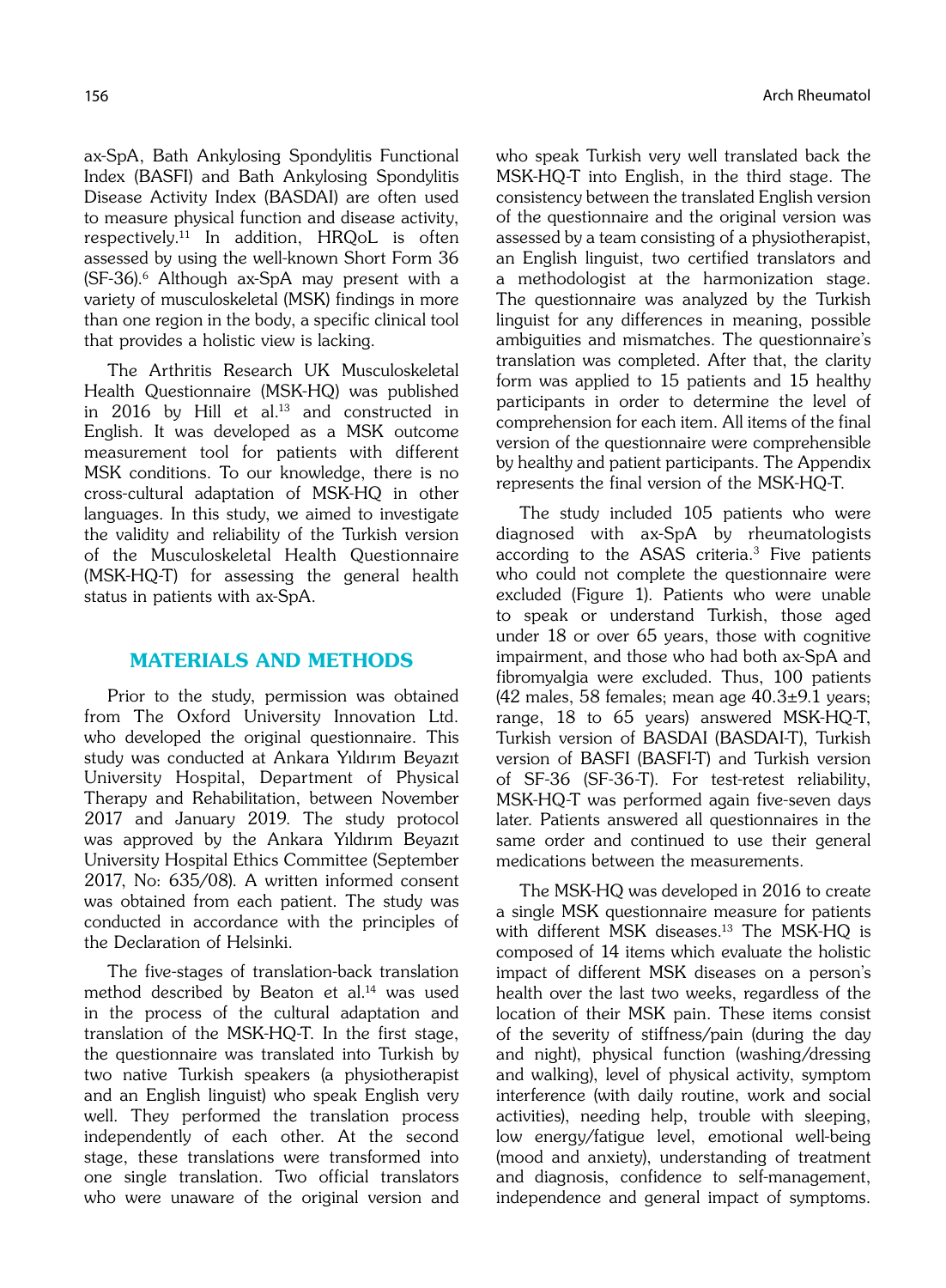ax-SpA, Bath Ankylosing Spondylitis Functional Index (BASFI) and Bath Ankylosing Spondylitis Disease Activity Index (BASDAI) are often used to measure physical function and disease activity, respectively.[11] In addition, HRQoL is often assessed by using the well-known Short Form 36 (SF-36).[6] Although ax-SpA may present with a variety of musculoskeletal (MSK) findings in more than one region in the body, a specific clinical tool that provides a holistic view is lacking.

The Arthritis Research UK Musculoskeletal Health Questionnaire (MSK-HQ) was published in 2016 by Hill et al.[13] and constructed in English. It was developed as a MSK outcome measurement tool for patients with different MSK conditions. To our knowledge, there is no cross-cultural adaptation of MSK-HQ in other languages. In this study, we aimed to investigate the validity and reliability of the Turkish version of the Musculoskeletal Health Questionnaire (MSK-HQ-T) for assessing the general health status in patients with ax-SpA.

## MATERIALS AND METHODS

Prior to the study, permission was obtained from The Oxford University Innovation Ltd. who developed the original questionnaire. This study was conducted at Ankara Yıldırım Beyazıt University Hospital, Department of Physical Therapy and Rehabilitation, between November 2017 and January 2019. The study protocol was approved by the Ankara Yıldırım Beyazıt University Hospital Ethics Committee (September 2017, No: 635/08). A written informed consent was obtained from each patient. The study was conducted in accordance with the principles of the Declaration of Helsinki.

The five-stages of translation-back translation method described by Beaton et al.[14] was used in the process of the cultural adaptation and translation of the MSK-HQ-T. In the first stage, the questionnaire was translated into Turkish by two native Turkish speakers (a physiotherapist and an English linguist) who speak English very well. They performed the translation process independently of each other. At the second stage, these translations were transformed into one single translation. Two official translators who were unaware of the original version and who speak Turkish very well translated back the MSK-HQ-T into English, in the third stage. The consistency between the translated English version of the questionnaire and the original version was assessed by a team consisting of a physiotherapist, an English linguist, two certified translators and a methodologist at the harmonization stage. The questionnaire was analyzed by the Turkish linguist for any differences in meaning, possible ambiguities and mismatches. The questionnaire's translation was completed. After that, the clarity form was applied to 15 patients and 15 healthy participants in order to determine the level of comprehension for each item. All items of the final version of the questionnaire were comprehensible by healthy and patient participants. The Appendix represents the final version of the MSK-HQ-T.

The study included 105 patients who were diagnosed with ax-SpA by rheumatologists according to the ASAS criteria.[3] Five patients who could not complete the questionnaire were excluded (Figure 1). Patients who were unable to speak or understand Turkish, those aged under 18 or over 65 years, those with cognitive impairment, and those who had both ax-SpA and fibromyalgia were excluded. Thus, 100 patients (42 males, 58 females; mean age 40.3±9.1 years; range, 18 to 65 years) answered MSK-HQ-T, Turkish version of BASDAI (BASDAI-T), Turkish version of BASFI (BASFI-T) and Turkish version of SF-36 (SF-36-T). For test-retest reliability, MSK-HQ-T was performed again five-seven days later. Patients answered all questionnaires in the same order and continued to use their general medications between the measurements.

The MSK-HQ was developed in 2016 to create a single MSK questionnaire measure for patients with different MSK diseases.[13] The MSK-HQ is composed of 14 items which evaluate the holistic impact of different MSK diseases on a person's health over the last two weeks, regardless of the location of their MSK pain. These items consist of the severity of stiffness/pain (during the day and night), physical function (washing/dressing and walking), level of physical activity, symptom interference (with daily routine, work and social activities), needing help, trouble with sleeping, low energy/fatigue level, emotional well-being (mood and anxiety), understanding of treatment and diagnosis, confidence to self-management, independence and general impact of symptoms.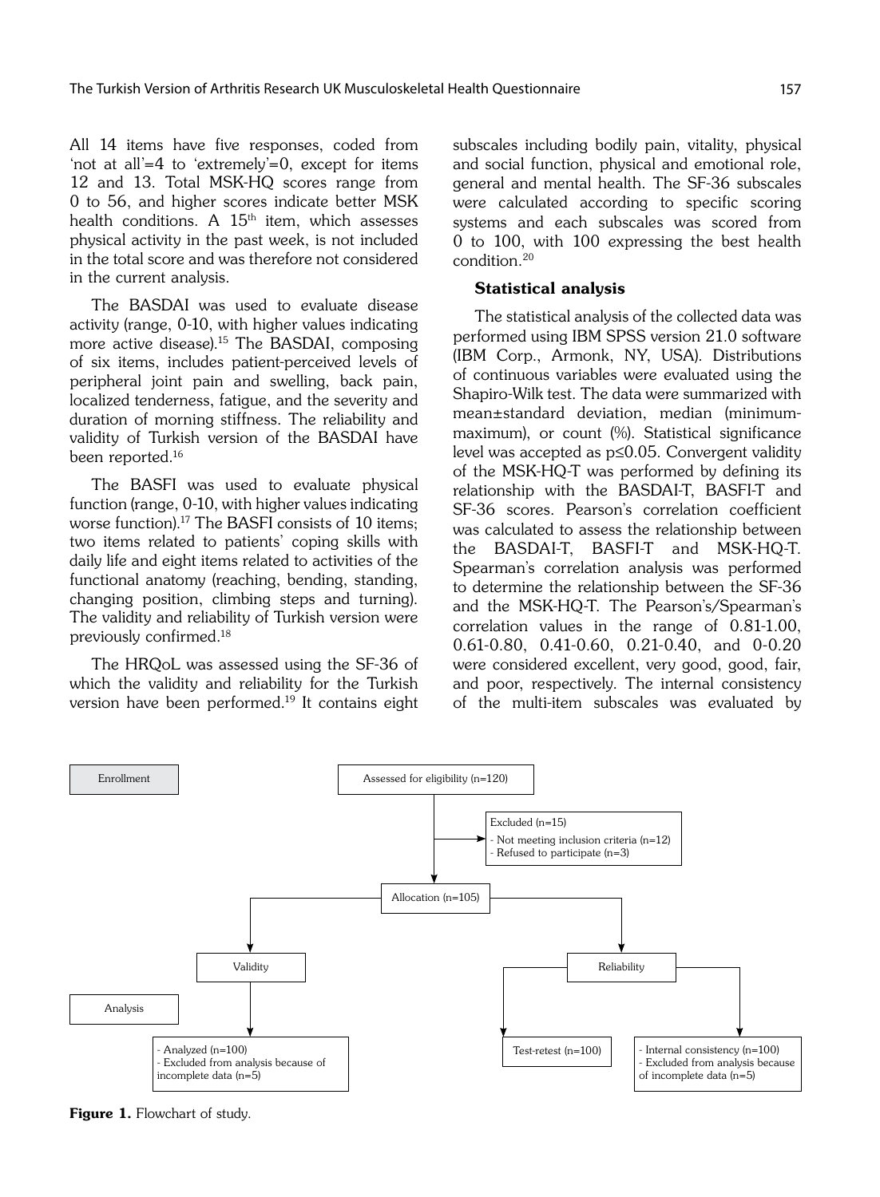All 14 items have five responses, coded from 'not at all'=4 to 'extremely'=0, except for items 12 and 13. Total MSK-HQ scores range from 0 to 56, and higher scores indicate better MSK health conditions. A 15th item, which assesses physical activity in the past week, is not included in the total score and was therefore not considered in the current analysis.

The BASDAI was used to evaluate disease activity (range, 0-10, with higher values indicating more active disease).[15] The BASDAI, composing of six items, includes patient-perceived levels of peripheral joint pain and swelling, back pain, localized tenderness, fatigue, and the severity and duration of morning stiffness. The reliability and validity of Turkish version of the BASDAI have been reported.[16]

The BASFI was used to evaluate physical function (range, 0-10, with higher values indicating worse function).[17] The BASFI consists of 10 items; two items related to patients' coping skills with daily life and eight items related to activities of the functional anatomy (reaching, bending, standing, changing position, climbing steps and turning). The validity and reliability of Turkish version were previously confirmed.[18]

The HRQoL was assessed using the SF-36 of which the validity and reliability for the Turkish version have been performed.[19] It contains eight subscales including bodily pain, vitality, physical and social function, physical and emotional role, general and mental health. The SF-36 subscales were calculated according to specific scoring systems and each subscales was scored from 0 to 100, with 100 expressing the best health condition.[20]

### Statistical analysis

The statistical analysis of the collected data was performed using IBM SPSS version 21.0 software (IBM Corp., Armonk, NY, USA). Distributions of continuous variables were evaluated using the Shapiro-Wilk test. The data were summarized with mean±standard deviation, median (minimum-maximum), or count (%). Statistical significance level was accepted as $p \leq 0.05$. Convergent validity of the MSK-HQ-T was performed by defining its relationship with the BASDAI-T, BASFI-T and SF-36 scores. Pearson's correlation coefficient was calculated to assess the relationship between the BASDAI-T, BASFI-T and MSK-HQ-T. Spearman's correlation analysis was performed to determine the relationship between the SF-36 and the MSK-HQ-T. The Pearson's/Spearman's correlation values in the range of 0.81-1.00, 0.61-0.80, 0.41-0.60, 0.21-0.40, and 0-0.20 were considered excellent, very good, good, fair, and poor, respectively. The internal consistency of the multi-item subscales was evaluated by

Enrollment

Assessed for eligibility (n=120)

Excluded (n=15)
- Not meeting inclusion criteria (n=12)
- Refused to participate (n=3)

Allocation (n=105)

Validity

Reliability

Analysis

- Analyzed (n=100)
- Excluded from analysis because of incomplete data (n=5)

Test-retest (n=100)

- Internal consistency (n=100)
- Excluded from analysis because of incomplete data (n=5)

**Figure 1.** Flowchart of study.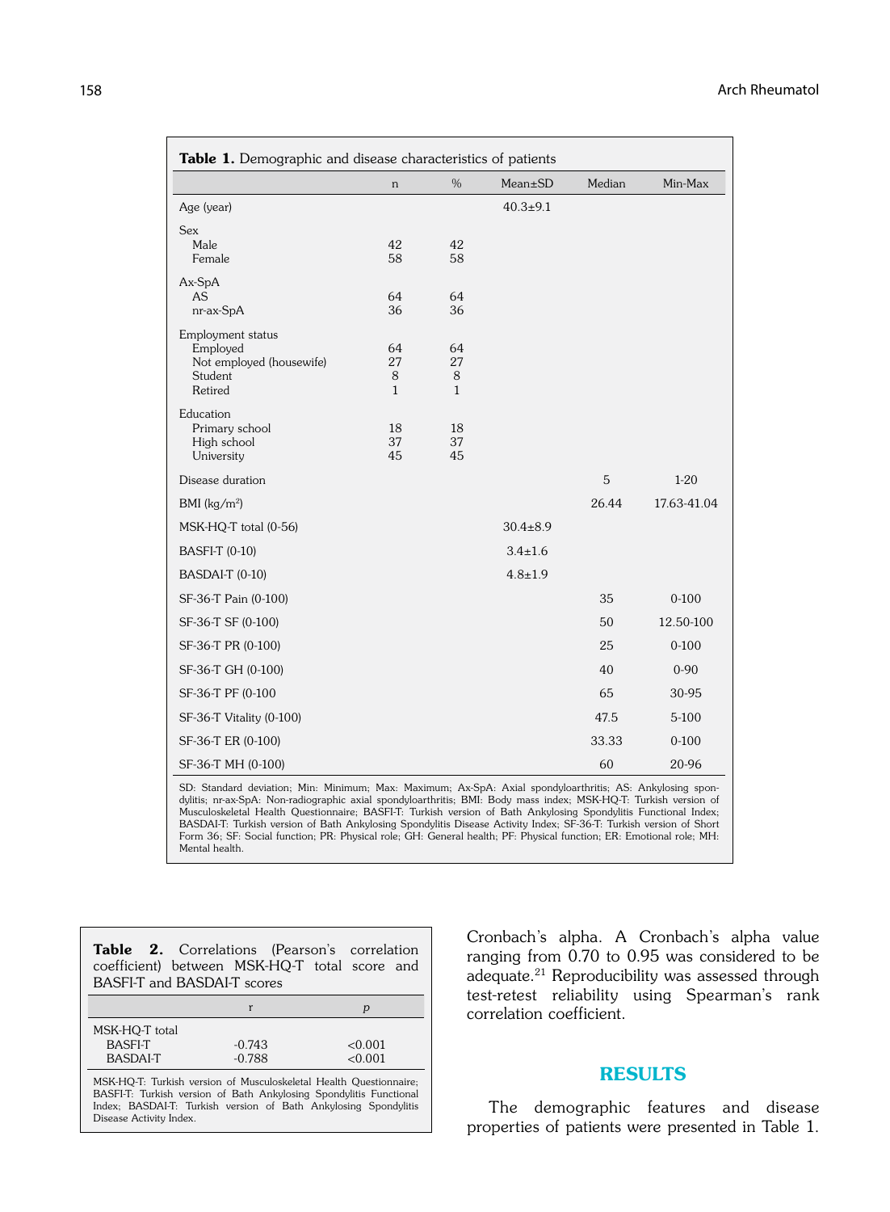**Table 1.** Demographic and disease characteristics of patients

| | n | % | Mean±SD | Median | Min-Max |
|---|---|---|---|---|---|
| Age (year) | | | 40.3±9.1 | | |
| Sex | | | | | |
| Male | 42 | 42 | | | |
| Female | 58 | 58 | | | |
| Ax-SpA | | | | | |
| AS | 64 | 64 | | | |
| nr-ax-SpA | 36 | 36 | | | |
| Employment status | | | | | |
| Employed | 64 | 64 | | | |
| Not employed (housewife) | 27 | 27 | | | |
| Student | 8 | 8 | | | |
| Retired | 1 | 1 | | | |
| Education | | | | | |
| Primary school | 18 | 18 | | | |
| High school | 37 | 37 | | | |
| University | 45 | 45 | | | |
| Disease duration | | | | 5 | 1-20 |
| BMI (kg/m$^2$) | | | | 26.44 | 17.63-41.04 |
| MSK-HQ-T total (0-56) | | | 30.4±8.9 | | |
| BASFI-T (0-10) | | | 3.4±1.6 | | |
| BASDAI-T (0-10) | | | 4.8±1.9 | | |
| SF-36-T Pain (0-100) | | | | 35 | 0-100 |
| SF-36-T SF (0-100) | | | | 50 | 12.50-100 |
| SF-36-T PR (0-100) | | | | 25 | 0-100 |
| SF-36-T GH (0-100) | | | | 40 | 0-90 |
| SF-36-T PF (0-100 | | | | 65 | 30-95 |
| SF-36-T Vitality (0-100) | | | | 47.5 | 5-100 |
| SF-36-T ER (0-100) | | | | 33.33 | 0-100 |
| SF-36-T MH (0-100) | | | | 60 | 20-96 |

SD: Standard deviation; Min: Minimum; Max: Maximum; Ax-SpA: Axial spondyloarthritis; AS: Ankylosing spondylitis; nr-ax-SpA: Non-radiographic axial spondyloarthritis; BMI: Body mass index; MSK-HQ-T: Turkish version of Musculoskeletal Health Questionnaire; BASFI-T: Turkish version of Bath Ankylosing Spondylitis Functional Index; BASDAI-T: Turkish version of Bath Ankylosing Spondylitis Disease Activity Index; SF-36-T: Turkish version of Short Form 36; SF: Social function; PR: Physical role; GH: General health; PF: Physical function; ER: Emotional role; MH: Mental health.

**Table 2.** Correlations (Pearson's correlation coefficient) between MSK-HQ-T total score and BASFI-T and BASDAI-T scores

| | r | p |
|---|---|---|
| MSK-HQ-T total | | |
| BASFI-T | -0.743 | <0.001 |
| BASDAI-T | -0.788 | <0.001 |

MSK-HQ-T: Turkish version of Musculoskeletal Health Questionnaire; BASFI-T: Turkish version of Bath Ankylosing Spondylitis Functional Index; BASDAI-T: Turkish version of Bath Ankylosing Spondylitis Disease Activity Index.

Cronbach's alpha. A Cronbach's alpha value ranging from 0.70 to 0.95 was considered to be adequate.[21] Reproducibility was assessed through test-retest reliability using Spearman's rank correlation coefficient.

## RESULTS

The demographic features and disease properties of patients were presented in Table 1.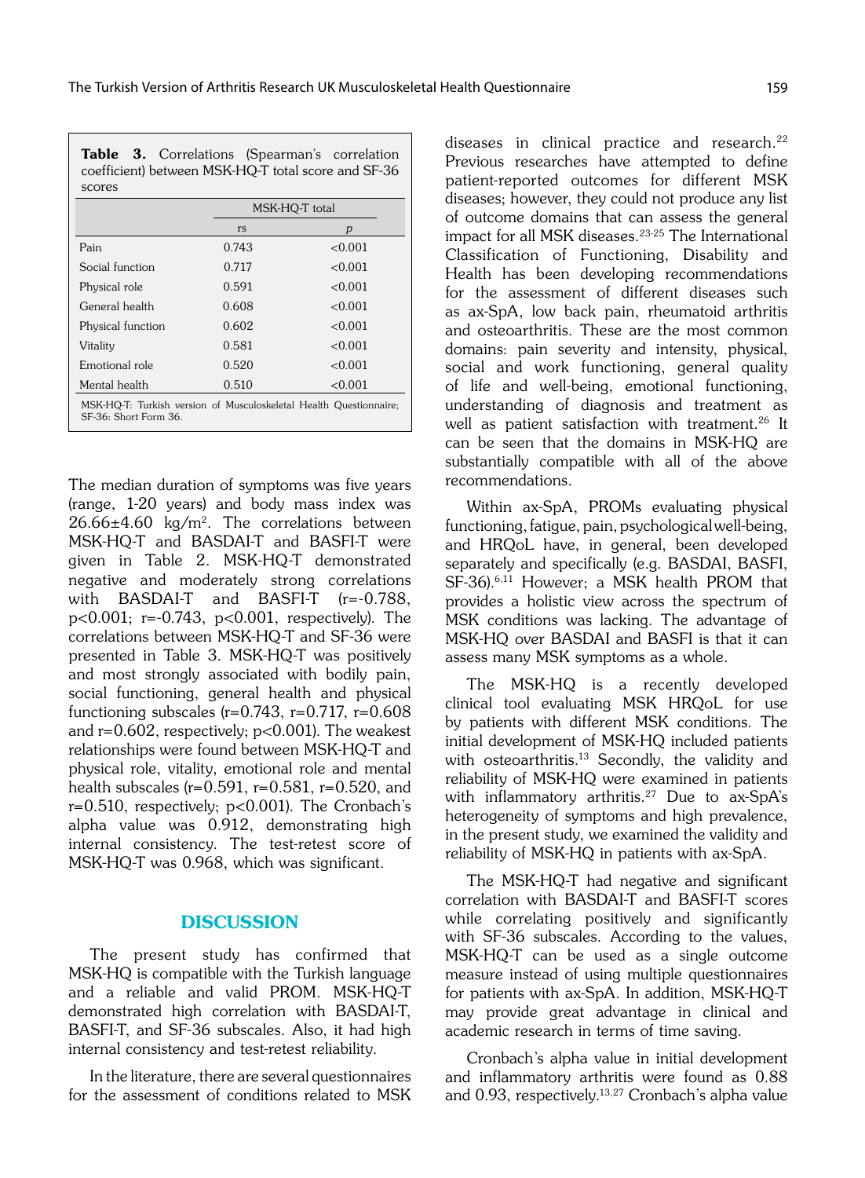**Table 3.** Correlations (Spearman's correlation coefficient) between MSK-HQ-T total score and SF-36 scores

| | MSK-HQ-T total | |
|---|---|---|
| | rs | *p* |
| Pain | 0.743 | <0.001 |
| Social function | 0.717 | <0.001 |
| Physical role | 0.591 | <0.001 |
| General health | 0.608 | <0.001 |
| Physical function | 0.602 | <0.001 |
| Vitality | 0.581 | <0.001 |
| Emotional role | 0.520 | <0.001 |
| Mental health | 0.510 | <0.001 |

MSK-HQ-T: Turkish version of Musculoskeletal Health Questionnaire; SF-36: Short Form 36.

The median duration of symptoms was five years (range, 1-20 years) and body mass index was 26.66±4.60 kg/m$^2$. The correlations between MSK-HQ-T and BASDAI-T and BASFI-T were given in Table 2. MSK-HQ-T demonstrated negative and moderately strong correlations with BASDAI-T and BASFI-T ($r=-0.788$, $p<0.001$; $r=-0.743$, $p<0.001$, respectively). The correlations between MSK-HQ-T and SF-36 were presented in Table 3. MSK-HQ-T was positively and most strongly associated with bodily pain, social functioning, general health and physical functioning subscales ($r=0.743$, $r=0.717$, $r=0.608$ and $r=0.602$, respectively; $p<0.001$). The weakest relationships were found between MSK-HQ-T and physical role, vitality, emotional role and mental health subscales ($r=0.591$, $r=0.581$, $r=0.520$, and $r=0.510$, respectively; $p<0.001$). The Cronbach's alpha value was 0.912, demonstrating high internal consistency. The test-retest score of MSK-HQ-T was 0.968, which was significant.

## DISCUSSION

The present study has confirmed that MSK-HQ is compatible with the Turkish language and a reliable and valid PROM. MSK-HQ-T demonstrated high correlation with BASDAI-T, BASFI-T, and SF-36 subscales. Also, it had high internal consistency and test-retest reliability.

In the literature, there are several questionnaires for the assessment of conditions related to MSK diseases in clinical practice and research.[22] Previous researches have attempted to define patient-reported outcomes for different MSK diseases; however, they could not produce any list of outcome domains that can assess the general impact for all MSK diseases.[23-25] The International Classification of Functioning, Disability and Health has been developing recommendations for the assessment of different diseases such as ax-SpA, low back pain, rheumatoid arthritis and osteoarthritis. These are the most common domains: pain severity and intensity, physical, social and work functioning, general quality of life and well-being, emotional functioning, understanding of diagnosis and treatment as well as patient satisfaction with treatment.[26] It can be seen that the domains in MSK-HQ are substantially compatible with all of the above recommendations.

Within ax-SpA, PROMs evaluating physical functioning, fatigue, pain, psychological well-being, and HRQoL have, in general, been developed separately and specifically (e.g. BASDAI, BASFI, SF-36).[6,11] However; a MSK health PROM that provides a holistic view across the spectrum of MSK conditions was lacking. The advantage of MSK-HQ over BASDAI and BASFI is that it can assess many MSK symptoms as a whole.

The MSK-HQ is a recently developed clinical tool evaluating MSK HRQoL for use by patients with different MSK conditions. The initial development of MSK-HQ included patients with osteoarthritis.[13] Secondly, the validity and reliability of MSK-HQ were examined in patients with inflammatory arthritis.[27] Due to ax-SpA's heterogeneity of symptoms and high prevalence, in the present study, we examined the validity and reliability of MSK-HQ in patients with ax-SpA.

The MSK-HQ-T had negative and significant correlation with BASDAI-T and BASFI-T scores while correlating positively and significantly with SF-36 subscales. According to the values, MSK-HQ-T can be used as a single outcome measure instead of using multiple questionnaires for patients with ax-SpA. In addition, MSK-HQ-T may provide great advantage in clinical and academic research in terms of time saving.

Cronbach's alpha value in initial development and inflammatory arthritis were found as 0.88 and 0.93, respectively.[13,27] Cronbach's alpha value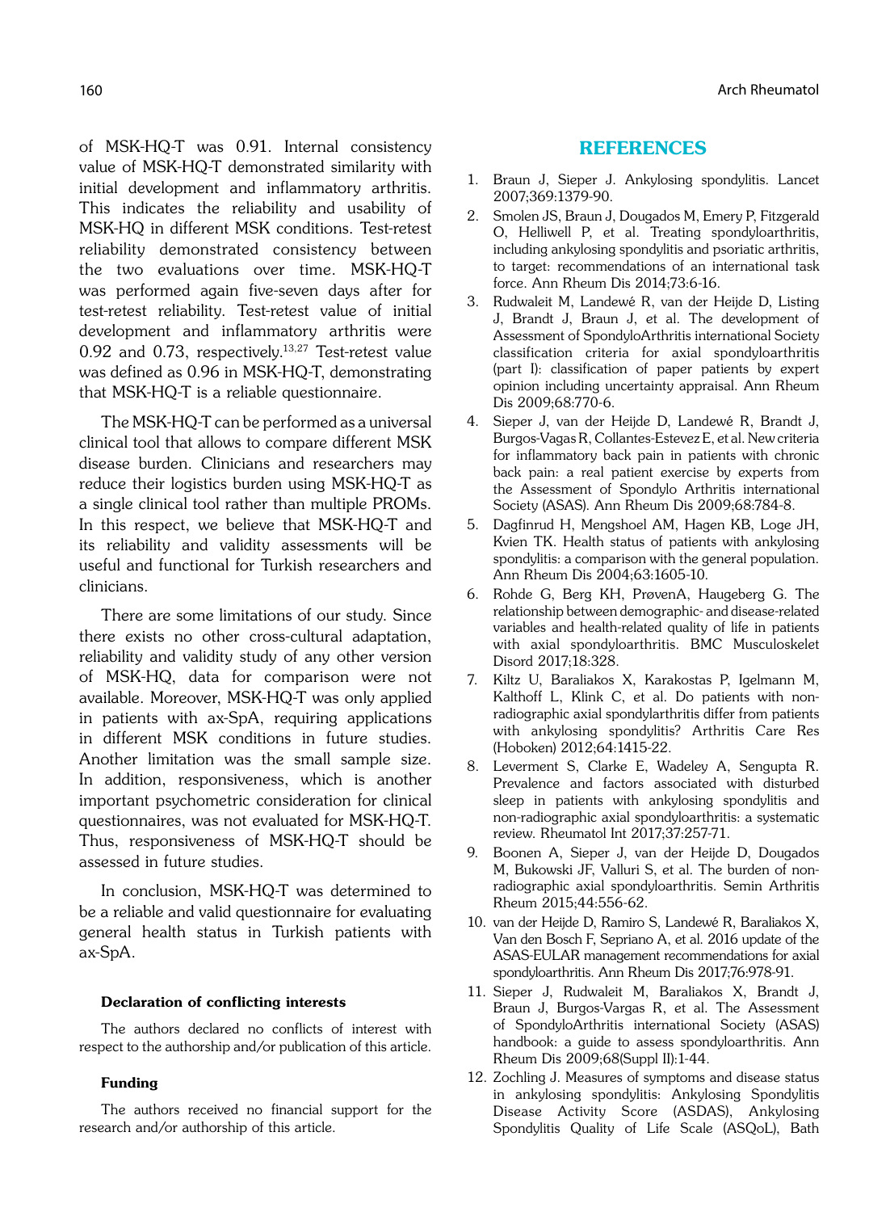of MSK-HQ-T was 0.91. Internal consistency value of MSK-HQ-T demonstrated similarity with initial development and inflammatory arthritis. This indicates the reliability and usability of MSK-HQ in different MSK conditions. Test-retest reliability demonstrated consistency between the two evaluations over time. MSK-HQ-T was performed again five-seven days after for test-retest reliability. Test-retest value of initial development and inflammatory arthritis were 0.92 and 0.73, respectively.[13,27] Test-retest value was defined as 0.96 in MSK-HQ-T, demonstrating that MSK-HQ-T is a reliable questionnaire.

The MSK-HQ-T can be performed as a universal clinical tool that allows to compare different MSK disease burden. Clinicians and researchers may reduce their logistics burden using MSK-HQ-T as a single clinical tool rather than multiple PROMs. In this respect, we believe that MSK-HQ-T and its reliability and validity assessments will be useful and functional for Turkish researchers and clinicians.

There are some limitations of our study. Since there exists no other cross-cultural adaptation, reliability and validity study of any other version of MSK-HQ, data for comparison were not available. Moreover, MSK-HQ-T was only applied in patients with ax-SpA, requiring applications in different MSK conditions in future studies. Another limitation was the small sample size. In addition, responsiveness, which is another important psychometric consideration for clinical questionnaires, was not evaluated for MSK-HQ-T. Thus, responsiveness of MSK-HQ-T should be assessed in future studies.

In conclusion, MSK-HQ-T was determined to be a reliable and valid questionnaire for evaluating general health status in Turkish patients with ax-SpA.

#### Declaration of conflicting interests

The authors declared no conflicts of interest with respect to the authorship and/or publication of this article.

#### Funding

The authors received no financial support for the research and/or authorship of this article.

## REFERENCES

1. Braun J, Sieper J. Ankylosing spondylitis. Lancet 2007;369:1379-90.
2. Smolen JS, Braun J, Dougados M, Emery P, Fitzgerald O, Helliwell P, et al. Treating spondyloarthritis, including ankylosing spondylitis and psoriatic arthritis, to target: recommendations of an international task force. Ann Rheum Dis 2014;73:6-16.
3. Rudwaleit M, Landewé R, van der Heijde D, Listing J, Brandt J, Braun J, et al. The development of Assessment of SpondyloArthritis international Society classification criteria for axial spondyloarthritis (part I): classification of paper patients by expert opinion including uncertainty appraisal. Ann Rheum Dis 2009;68:770-6.
4. Sieper J, van der Heijde D, Landewé R, Brandt J, Burgos-Vagas R, Collantes-Estevez E, et al. New criteria for inflammatory back pain in patients with chronic back pain: a real patient exercise by experts from the Assessment of Spondylo Arthritis international Society (ASAS). Ann Rheum Dis 2009;68:784-8.
5. Dagfinrud H, Mengshoel AM, Hagen KB, Loge JH, Kvien TK. Health status of patients with ankylosing spondylitis: a comparison with the general population. Ann Rheum Dis 2004;63:1605-10.
6. Rohde G, Berg KH, PrøvenA, Haugeberg G. The relationship between demographic- and disease-related variables and health-related quality of life in patients with axial spondyloarthritis. BMC Musculoskelet Disord 2017;18:328.
7. Kiltz U, Baraliakos X, Karakostas P, Igelmann M, Kalthoff L, Klink C, et al. Do patients with non-radiographic axial spondylarthritis differ from patients with ankylosing spondylitis? Arthritis Care Res (Hoboken) 2012;64:1415-22.
8. Leverment S, Clarke E, Wadeley A, Sengupta R. Prevalence and factors associated with disturbed sleep in patients with ankylosing spondylitis and non-radiographic axial spondyloarthritis: a systematic review. Rheumatol Int 2017;37:257-71.
9. Boonen A, Sieper J, van der Heijde D, Dougados M, Bukowski JF, Valluri S, et al. The burden of non-radiographic axial spondyloarthritis. Semin Arthritis Rheum 2015;44:556-62.
10. van der Heijde D, Ramiro S, Landewé R, Baraliakos X, Van den Bosch F, Sepriano A, et al. 2016 update of the ASAS-EULAR management recommendations for axial spondyloarthritis. Ann Rheum Dis 2017;76:978-91.
11. Sieper J, Rudwaleit M, Baraliakos X, Brandt J, Braun J, Burgos-Vargas R, et al. The Assessment of SpondyloArthritis international Society (ASAS) handbook: a guide to assess spondyloarthritis. Ann Rheum Dis 2009;68(Suppl II):1-44.
12. Zochling J. Measures of symptoms and disease status in ankylosing spondylitis: Ankylosing Spondylitis Disease Activity Score (ASDAS), Ankylosing Spondylitis Quality of Life Scale (ASQoL), Bath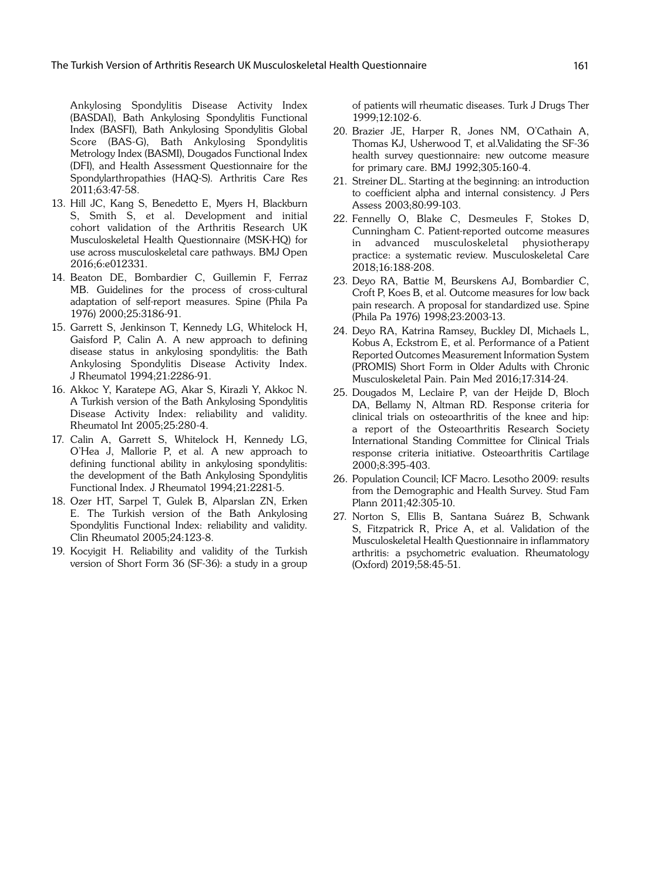Ankylosing Spondylitis Disease Activity Index (BASDAI), Bath Ankylosing Spondylitis Functional Index (BASFI), Bath Ankylosing Spondylitis Global Score (BAS-G), Bath Ankylosing Spondylitis Metrology Index (BASMI), Dougados Functional Index (DFI), and Health Assessment Questionnaire for the Spondylarthropathies (HAQ-S). Arthritis Care Res 2011;63:47-58.

13. Hill JC, Kang S, Benedetto E, Myers H, Blackburn S, Smith S, et al. Development and initial cohort validation of the Arthritis Research UK Musculoskeletal Health Questionnaire (MSK-HQ) for use across musculoskeletal care pathways. BMJ Open 2016;6:e012331.
14. Beaton DE, Bombardier C, Guillemin F, Ferraz MB. Guidelines for the process of cross-cultural adaptation of self-report measures. Spine (Phila Pa 1976) 2000;25:3186-91.
15. Garrett S, Jenkinson T, Kennedy LG, Whitelock H, Gaisford P, Calin A. A new approach to defining disease status in ankylosing spondylitis: the Bath Ankylosing Spondylitis Disease Activity Index. J Rheumatol 1994;21:2286-91.
16. Akkoc Y, Karatepe AG, Akar S, Kirazli Y, Akkoc N. A Turkish version of the Bath Ankylosing Spondylitis Disease Activity Index: reliability and validity. Rheumatol Int 2005;25:280-4.
17. Calin A, Garrett S, Whitelock H, Kennedy LG, O'Hea J, Mallorie P, et al. A new approach to defining functional ability in ankylosing spondylitis: the development of the Bath Ankylosing Spondylitis Functional Index. J Rheumatol 1994;21:2281-5.
18. Ozer HT, Sarpel T, Gulek B, Alparslan ZN, Erken E. The Turkish version of the Bath Ankylosing Spondylitis Functional Index: reliability and validity. Clin Rheumatol 2005;24:123-8.
19. Kocyigit H. Reliability and validity of the Turkish version of Short Form 36 (SF-36): a study in a group of patients will rheumatic diseases. Turk J Drugs Ther 1999;12:102-6.
20. Brazier JE, Harper R, Jones NM, O'Cathain A, Thomas KJ, Usherwood T, et al.Validating the SF-36 health survey questionnaire: new outcome measure for primary care. BMJ 1992;305:160-4.
21. Streiner DL. Starting at the beginning: an introduction to coefficient alpha and internal consistency. J Pers Assess 2003;80:99-103.
22. Fennelly O, Blake C, Desmeules F, Stokes D, Cunningham C. Patient-reported outcome measures in advanced musculoskeletal physiotherapy practice: a systematic review. Musculoskeletal Care 2018;16:188-208.
23. Deyo RA, Battie M, Beurskens AJ, Bombardier C, Croft P, Koes B, et al. Outcome measures for low back pain research. A proposal for standardized use. Spine (Phila Pa 1976) 1998;23:2003-13.
24. Deyo RA, Katrina Ramsey, Buckley DI, Michaels L, Kobus A, Eckstrom E, et al. Performance of a Patient Reported Outcomes Measurement Information System (PROMIS) Short Form in Older Adults with Chronic Musculoskeletal Pain. Pain Med 2016;17:314-24.
25. Dougados M, Leclaire P, van der Heijde D, Bloch DA, Bellamy N, Altman RD. Response criteria for clinical trials on osteoarthritis of the knee and hip: a report of the Osteoarthritis Research Society International Standing Committee for Clinical Trials response criteria initiative. Osteoarthritis Cartilage 2000;8:395-403.
26. Population Council; ICF Macro. Lesotho 2009: results from the Demographic and Health Survey. Stud Fam Plann 2011;42:305-10.
27. Norton S, Ellis B, Santana Suárez B, Schwank S, Fitzpatrick R, Price A, et al. Validation of the Musculoskeletal Health Questionnaire in inflammatory arthritis: a psychometric evaluation. Rheumatology (Oxford) 2019;58:45-51.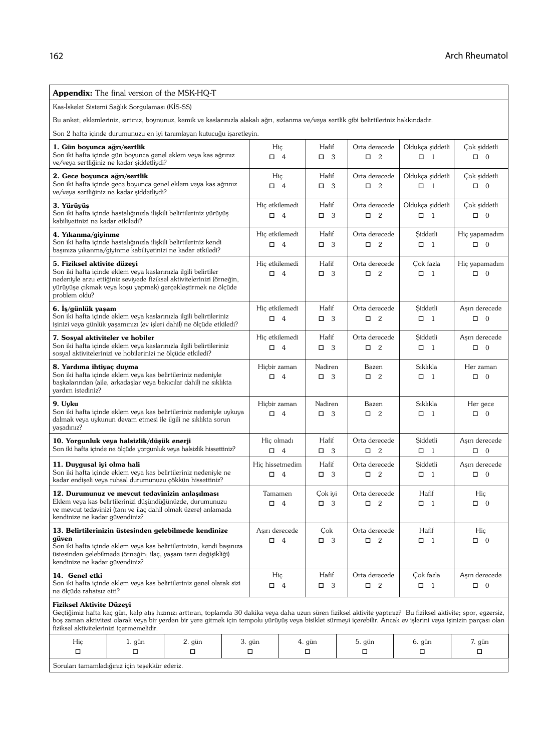**Appendix:** The final version of the MSK-HQ-T

Kas-İskelet Sistemi Sağlık Sorgulaması (KİS-SS)

Bu anket; eklemleriniz, sırtınız, boynunuz, kemik ve kaslarınızla alakalı ağrı, sızlanma ve/veya sertlik gibi belirtileriniz hakkındadır.

Son 2 hafta içinde durumunuzu en iyi tanımlayan kutucuğu işaretleyin.

| | | | | | |
|---|---|---|---|---|---|
| **1. Gün boyunca ağrı/sertlik** Son iki hafta içinde gün boyunca genel eklem veya kas ağrınız ve/veya sertliğiniz ne kadar şiddetliydi? | Hiç ☐ 4 | Hafif ☐ 3 | Orta derecede ☐ 2 | Oldukça şiddetli ☐ 1 | Çok şiddetli ☐ 0 |
| **2. Gece boyunca ağrı/sertlik** Son iki hafta içinde gece boyunca genel eklem veya kas ağrınız ve/veya sertliğiniz ne kadar şiddetliydi? | Hiç ☐ 4 | Hafif ☐ 3 | Orta derecede ☐ 2 | Oldukça şiddetli ☐ 1 | Çok şiddetli ☐ 0 |
| **3. Yürüyüş** Son iki hafta içinde hastalığınızla ilişkili belirtileriniz yürüyüş kabiliyetinizi ne kadar etkiledi? | Hiç etkilemedi ☐ 4 | Hafif ☐ 3 | Orta derecede ☐ 2 | Oldukça şiddetli ☐ 1 | Çok şiddetli ☐ 0 |
| **4. Yıkanma/giyinme** Son iki hafta içinde hastalığınızla ilişkili belirtileriniz kendi başınıza yıkanma/giyinme kabiliyetinizi ne kadar etkiledi? | Hiç etkilemedi ☐ 4 | Hafif ☐ 3 | Orta derecede ☐ 2 | Şiddetli ☐ 1 | Hiç yapamadım ☐ 0 |
| **5. Fiziksel aktivite düzeyi** Son iki hafta içinde eklem veya kaslarınızla ilgili belirtiler nedeniyle arzu ettiğiniz seviyede fiziksel aktivitelerinizi (örneğin, yürüyüşe çıkmak veya koşu yapmak) gerçekleştirmek ne ölçüde problem oldu? | Hiç etkilemedi ☐ 4 | Hafif ☐ 3 | Orta derecede ☐ 2 | Çok fazla ☐ 1 | Hiç yapamadım ☐ 0 |
| **6. İş/günlük yaşam** Son iki hafta içinde eklem veya kaslarınızla ilgili belirtileriniz işinizi veya günlük yaşamınızı (ev işleri dahil) ne ölçüde etkiledi? | Hiç etkilemedi ☐ 4 | Hafif ☐ 3 | Orta derecede ☐ 2 | Şiddetli ☐ 1 | Aşırı derecede ☐ 0 |
| **7. Sosyal aktiviteler ve hobiler** Son iki hafta içinde eklem veya kaslarınızla ilgili belirtileriniz sosyal aktivitelerinizi ve hobilerinizi ne ölçüde etkiledi? | Hiç etkilemedi ☐ 4 | Hafif ☐ 3 | Orta derecede ☐ 2 | Şiddetli ☐ 1 | Aşırı derecede ☐ 0 |
| **8. Yardıma ihtiyaç duyma** Son iki hafta içinde eklem veya kas belirtileriniz nedeniyle başkalarından (aile, arkadaşlar veya bakıcılar dahil) ne sıklıkta yardım istediniz? | Hiçbir zaman ☐ 4 | Nadiren ☐ 3 | Bazen ☐ 2 | Sıklıkla ☐ 1 | Her zaman ☐ 0 |
| **9. Uyku** Son iki hafta içinde eklem veya kas belirtileriniz nedeniyle uykuya dalmak veya uykunun devam etmesi ile ilgili ne sıklıkta sorun yaşadınız? | Hiçbir zaman ☐ 4 | Nadiren ☐ 3 | Bazen ☐ 2 | Sıklıkla ☐ 1 | Her gece ☐ 0 |
| **10. Yorgunluk veya halsizlik/düşük enerji** Son iki hafta içinde ne ölçüde yorgunluk veya halsizlik hissettiniz? | Hiç olmadı ☐ 4 | Hafif ☐ 3 | Orta derecede ☐ 2 | Şiddetli ☐ 1 | Aşırı derecede ☐ 0 |
| **11. Duygusal iyi olma hali** Son iki hafta içinde eklem veya kas belirtileriniz nedeniyle ne kadar endişeli veya ruhsal durumunuzu çökkün hissettiniz? | Hiç hissetmedim ☐ 4 | Hafif ☐ 3 | Orta derecede ☐ 2 | Şiddetli ☐ 1 | Aşırı derecede ☐ 0 |
| **12. Durumunuz ve mevcut tedavinizin anlaşılması** Eklem veya kas belirtilerinizi düşündüğünüzde, durumunuzu ve mevcut tedavinizi (tanı ve ilaç dahil olmak üzere) anlamada kendinize ne kadar güvendiniz? | Tamamen ☐ 4 | Çok iyi ☐ 3 | Orta derecede ☐ 2 | Hafif ☐ 1 | Hiç ☐ 0 |
| **13. Belirtilerinizin üstesinden gelebilmede kendinize güven** Son iki hafta içinde eklem veya kas belirtilerinizin, kendi başınıza üstesinden gelebilmede (örneğin; ilaç, yaşam tarzı değişikliği) kendinize ne kadar güvendiniz? | Aşırı derecede ☐ 4 | Çok ☐ 3 | Orta derecede ☐ 2 | Hafif ☐ 1 | Hiç ☐ 0 |
| **14. Genel etki** Son iki hafta içinde eklem veya kas belirtileriniz genel olarak sizi ne ölçüde rahatsız etti? | Hiç ☐ 4 | Hafif ☐ 3 | Orta derecede ☐ 2 | Çok fazla ☐ 1 | Aşırı derecede ☐ 0 |

**Fiziksel Aktivite Düzeyi**

Geçtiğimiz hafta kaç gün, kalp atış hızınızı arttıran, toplamda 30 dakika veya daha uzun süren fiziksel aktivite yaptınız? Bu fiziksel aktivite; spor, egzersiz, boş zaman aktivitesi olarak veya bir yerden bir yere gitmek için tempolu yürüyüş veya bisiklet sürmeyi içerebilir. Ancak ev işlerini veya işinizin parçası olan fiziksel aktivitelerinizi içermemelidir.

| Hiç | 1. gün | 2. gün | 3. gün | 4. gün | 5. gün | 6. gün | 7. gün |
|---|---|---|---|---|---|---|---|
| ☐ | ☐ | ☐ | ☐ | ☐ | ☐ | ☐ | ☐ |

Soruları tamamladığınız için teşekkür ederiz.